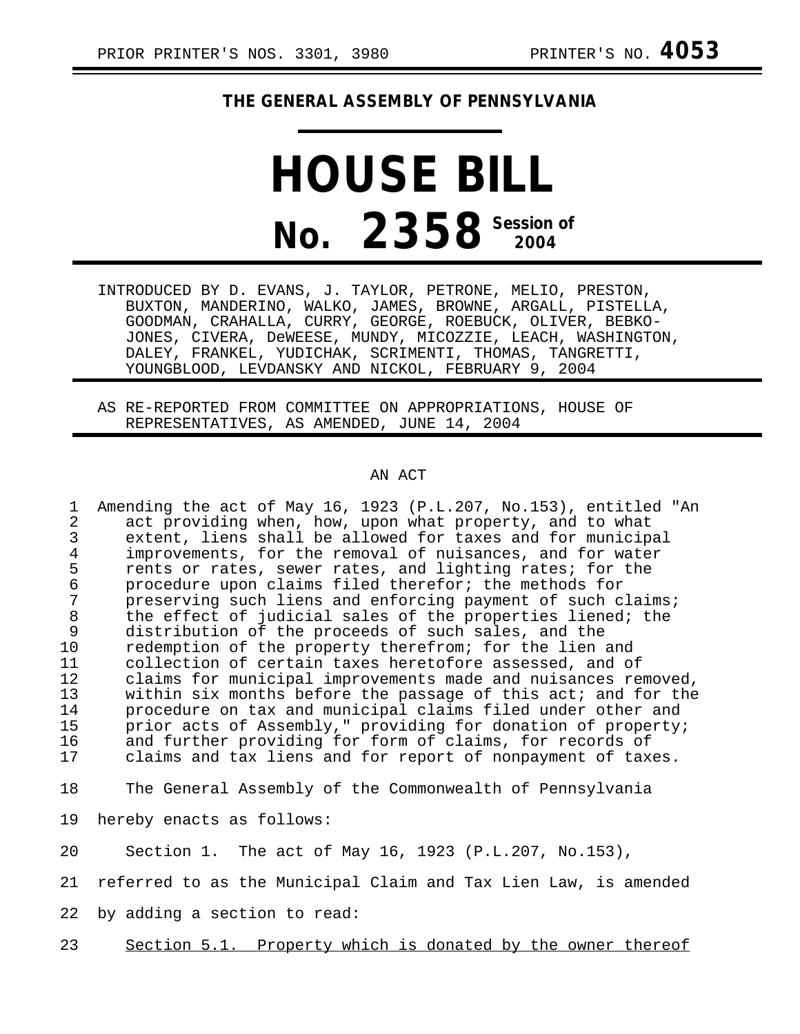PRIOR PRINTER'S NOS. 3301, 3980 PRINTER'S NO. **4053**

# THE GENERAL ASSEMBLY OF PENNSYLVANIA

# HOUSE BILL

## No. 2358 Session of 2004

INTRODUCED BY D. EVANS, J. TAYLOR, PETRONE, MELIO, PRESTON, BUXTON, MANDERINO, WALKO, JAMES, BROWNE, ARGALL, PISTELLA, GOODMAN, CRAHALLA, CURRY, GEORGE, ROEBUCK, OLIVER, BEBKO-JONES, CIVERA, DeWEESE, MUNDY, MICOZZIE, LEACH, WASHINGTON, DALEY, FRANKEL, YUDICHAK, SCRIMENTI, THOMAS, TANGRETTI, YOUNGBLOOD, LEVDANSKY AND NICKOL, FEBRUARY 9, 2004

AS RE-REPORTED FROM COMMITTEE ON APPROPRIATIONS, HOUSE OF REPRESENTATIVES, AS AMENDED, JUNE 14, 2004

AN ACT

Amending the act of May 16, 1923 (P.L.207, No.153), entitled "An act providing when, how, upon what property, and to what extent, liens shall be allowed for taxes and for municipal improvements, for the removal of nuisances, and for water rents or rates, sewer rates, and lighting rates; for the procedure upon claims filed therefor; the methods for preserving such liens and enforcing payment of such claims; the effect of judicial sales of the properties liened; the distribution of the proceeds of such sales, and the redemption of the property therefrom; for the lien and collection of certain taxes heretofore assessed, and of claims for municipal improvements made and nuisances removed, within six months before the passage of this act; and for the procedure on tax and municipal claims filed under other and prior acts of Assembly," providing for donation of property; and further providing for form of claims, for records of claims and tax liens and for report of nonpayment of taxes.

The General Assembly of the Commonwealth of Pennsylvania hereby enacts as follows:

Section 1. The act of May 16, 1923 (P.L.207, No.153), referred to as the Municipal Claim and Tax Lien Law, is amended by adding a section to read:

Section 5.1. Property which is donated by the owner thereof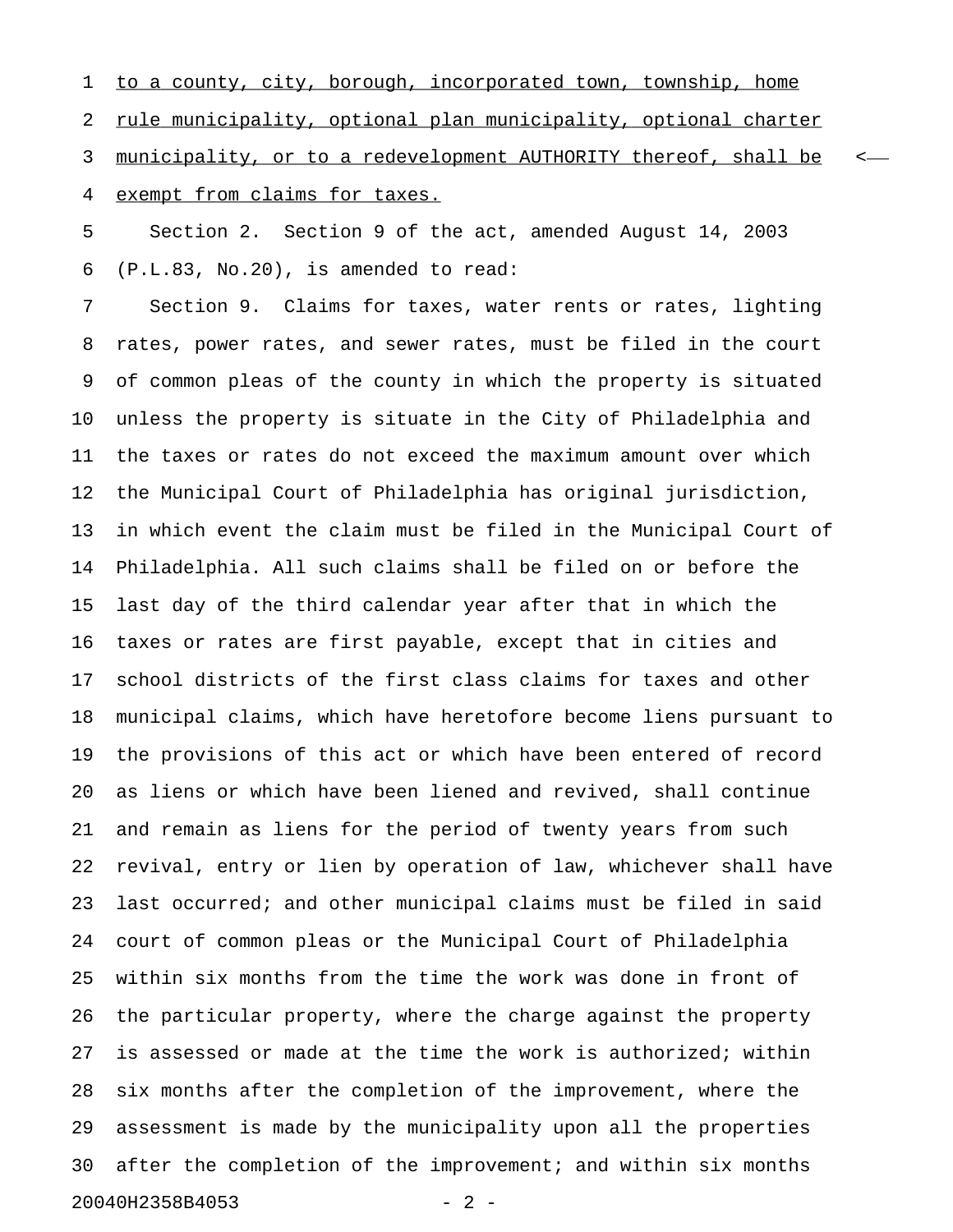to a county, city, borough, incorporated town, township, home rule municipality, optional plan municipality, optional charter municipality, or to a redevelopment AUTHORITY thereof, shall be exempt from claims for taxes.

Section 2. Section 9 of the act, amended August 14, 2003 (P.L.83, No.20), is amended to read:

Section 9. Claims for taxes, water rents or rates, lighting rates, power rates, and sewer rates, must be filed in the court of common pleas of the county in which the property is situated unless the property is situate in the City of Philadelphia and the taxes or rates do not exceed the maximum amount over which the Municipal Court of Philadelphia has original jurisdiction, in which event the claim must be filed in the Municipal Court of Philadelphia. All such claims shall be filed on or before the last day of the third calendar year after that in which the taxes or rates are first payable, except that in cities and school districts of the first class claims for taxes and other municipal claims, which have heretofore become liens pursuant to the provisions of this act or which have been entered of record as liens or which have been liened and revived, shall continue and remain as liens for the period of twenty years from such revival, entry or lien by operation of law, whichever shall have last occurred; and other municipal claims must be filed in said court of common pleas or the Municipal Court of Philadelphia within six months from the time the work was done in front of the particular property, where the charge against the property is assessed or made at the time the work is authorized; within six months after the completion of the improvement, where the assessment is made by the municipality upon all the properties after the completion of the improvement; and within six months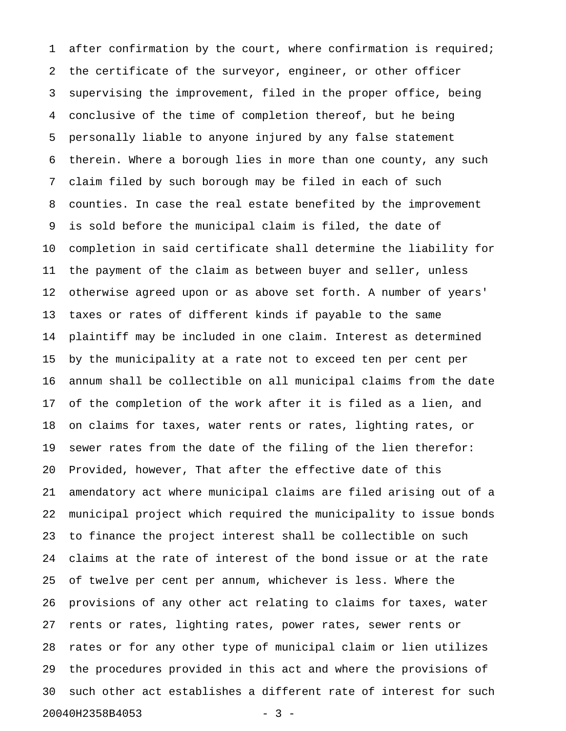after confirmation by the court, where confirmation is required; the certificate of the surveyor, engineer, or other officer supervising the improvement, filed in the proper office, being conclusive of the time of completion thereof, but he being personally liable to anyone injured by any false statement therein. Where a borough lies in more than one county, any such claim filed by such borough may be filed in each of such counties. In case the real estate benefited by the improvement is sold before the municipal claim is filed, the date of completion in said certificate shall determine the liability for the payment of the claim as between buyer and seller, unless otherwise agreed upon or as above set forth. A number of years' taxes or rates of different kinds if payable to the same plaintiff may be included in one claim. Interest as determined by the municipality at a rate not to exceed ten per cent per annum shall be collectible on all municipal claims from the date of the completion of the work after it is filed as a lien, and on claims for taxes, water rents or rates, lighting rates, or sewer rates from the date of the filing of the lien therefor: Provided, however, That after the effective date of this amendatory act where municipal claims are filed arising out of a municipal project which required the municipality to issue bonds to finance the project interest shall be collectible on such claims at the rate of interest of the bond issue or at the rate of twelve per cent per annum, whichever is less. Where the provisions of any other act relating to claims for taxes, water rents or rates, lighting rates, power rates, sewer rents or rates or for any other type of municipal claim or lien utilizes the procedures provided in this act and where the provisions of such other act establishes a different rate of interest for such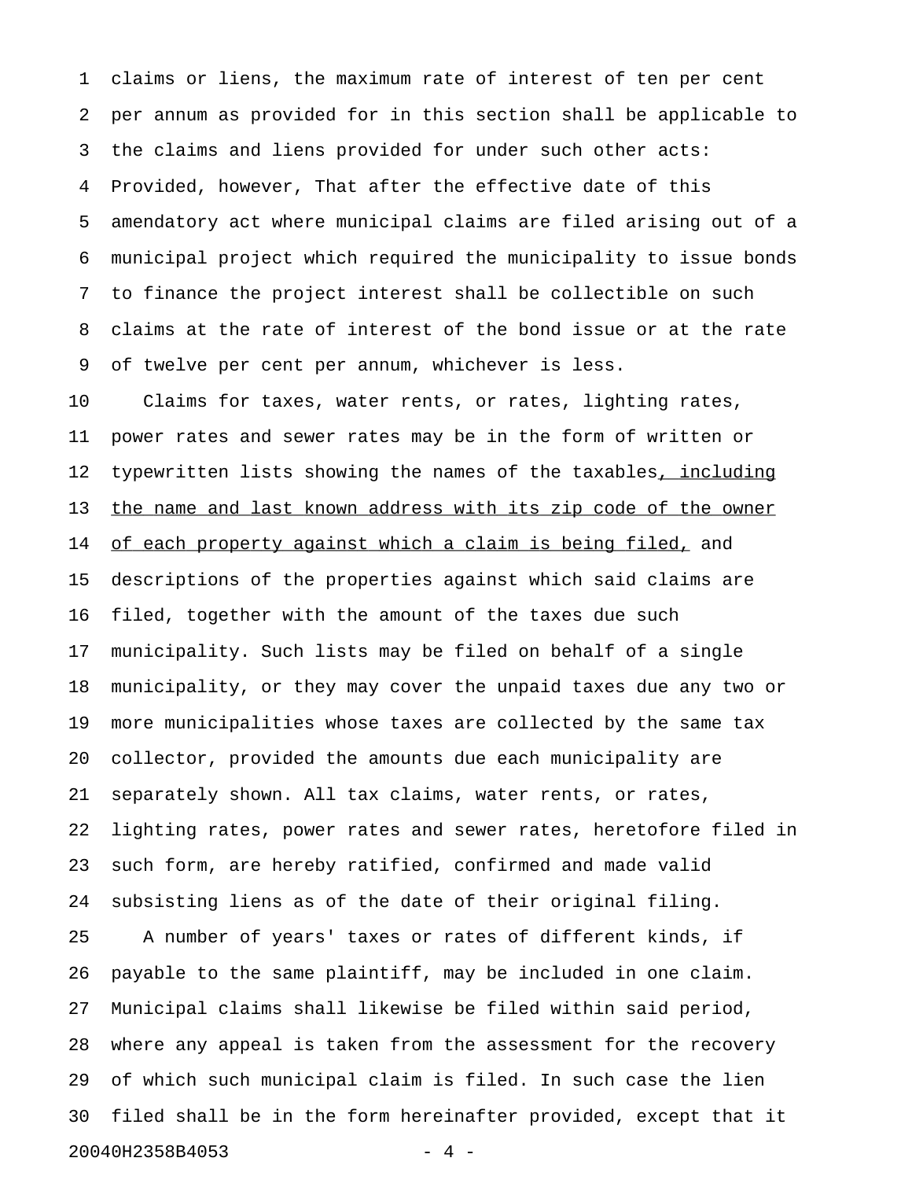claims or liens, the maximum rate of interest of ten per cent per annum as provided for in this section shall be applicable to the claims and liens provided for under such other acts: Provided, however, That after the effective date of this amendatory act where municipal claims are filed arising out of a municipal project which required the municipality to issue bonds to finance the project interest shall be collectible on such claims at the rate of interest of the bond issue or at the rate of twelve per cent per annum, whichever is less.

Claims for taxes, water rents, or rates, lighting rates, power rates and sewer rates may be in the form of written or typewritten lists showing the names of the taxables<u>, including the name and last known address with its zip code of the owner of each property against which a claim is being filed,</u> and descriptions of the properties against which said claims are filed, together with the amount of the taxes due such municipality. Such lists may be filed on behalf of a single municipality, or they may cover the unpaid taxes due any two or more municipalities whose taxes are collected by the same tax collector, provided the amounts due each municipality are separately shown. All tax claims, water rents, or rates, lighting rates, power rates and sewer rates, heretofore filed in such form, are hereby ratified, confirmed and made valid subsisting liens as of the date of their original filing.

A number of years' taxes or rates of different kinds, if payable to the same plaintiff, may be included in one claim. Municipal claims shall likewise be filed within said period, where any appeal is taken from the assessment for the recovery of which such municipal claim is filed. In such case the lien filed shall be in the form hereinafter provided, except that it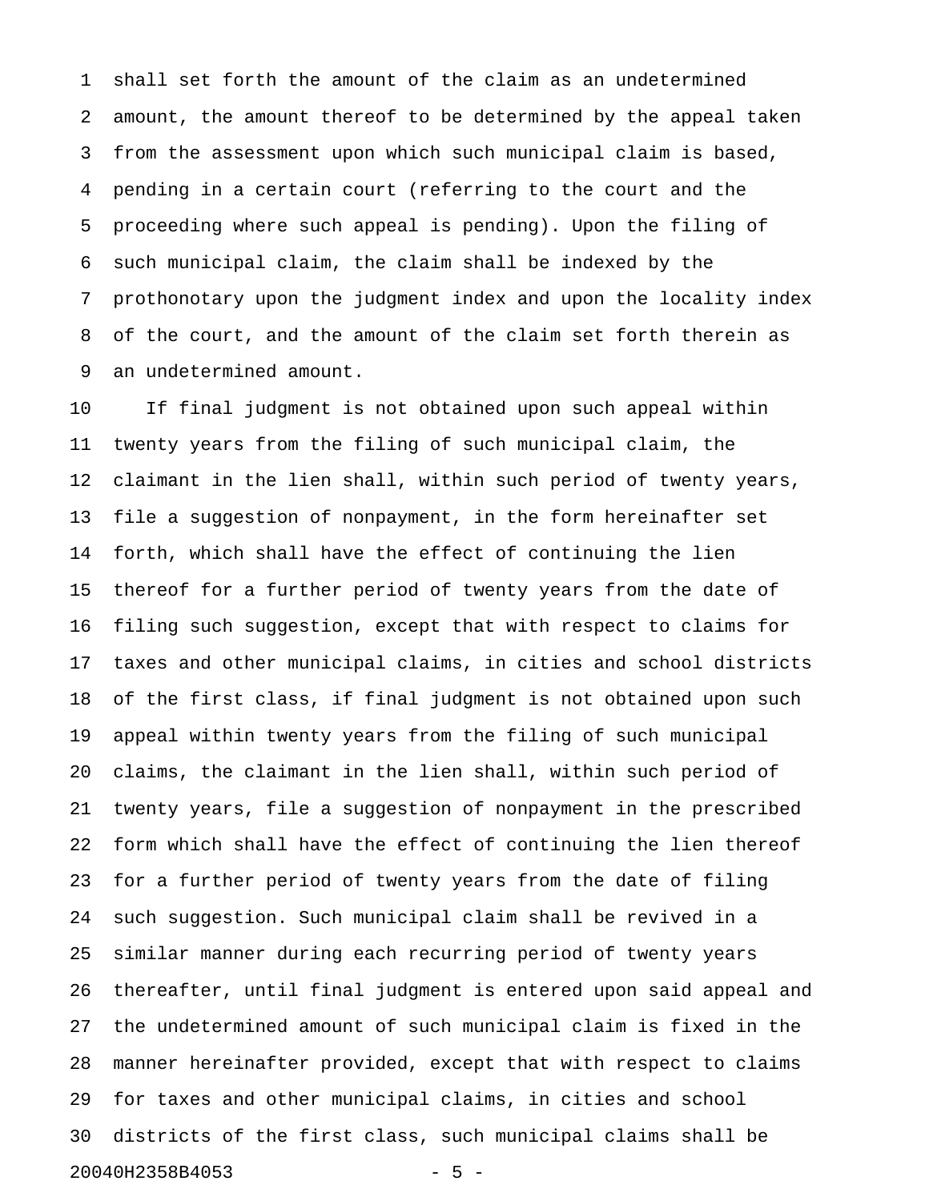shall set forth the amount of the claim as an undetermined amount, the amount thereof to be determined by the appeal taken from the assessment upon which such municipal claim is based, pending in a certain court (referring to the court and the proceeding where such appeal is pending). Upon the filing of such municipal claim, the claim shall be indexed by the prothonotary upon the judgment index and upon the locality index of the court, and the amount of the claim set forth therein as an undetermined amount.

If final judgment is not obtained upon such appeal within twenty years from the filing of such municipal claim, the claimant in the lien shall, within such period of twenty years, file a suggestion of nonpayment, in the form hereinafter set forth, which shall have the effect of continuing the lien thereof for a further period of twenty years from the date of filing such suggestion, except that with respect to claims for taxes and other municipal claims, in cities and school districts of the first class, if final judgment is not obtained upon such appeal within twenty years from the filing of such municipal claims, the claimant in the lien shall, within such period of twenty years, file a suggestion of nonpayment in the prescribed form which shall have the effect of continuing the lien thereof for a further period of twenty years from the date of filing such suggestion. Such municipal claim shall be revived in a similar manner during each recurring period of twenty years thereafter, until final judgment is entered upon said appeal and the undetermined amount of such municipal claim is fixed in the manner hereinafter provided, except that with respect to claims for taxes and other municipal claims, in cities and school districts of the first class, such municipal claims shall be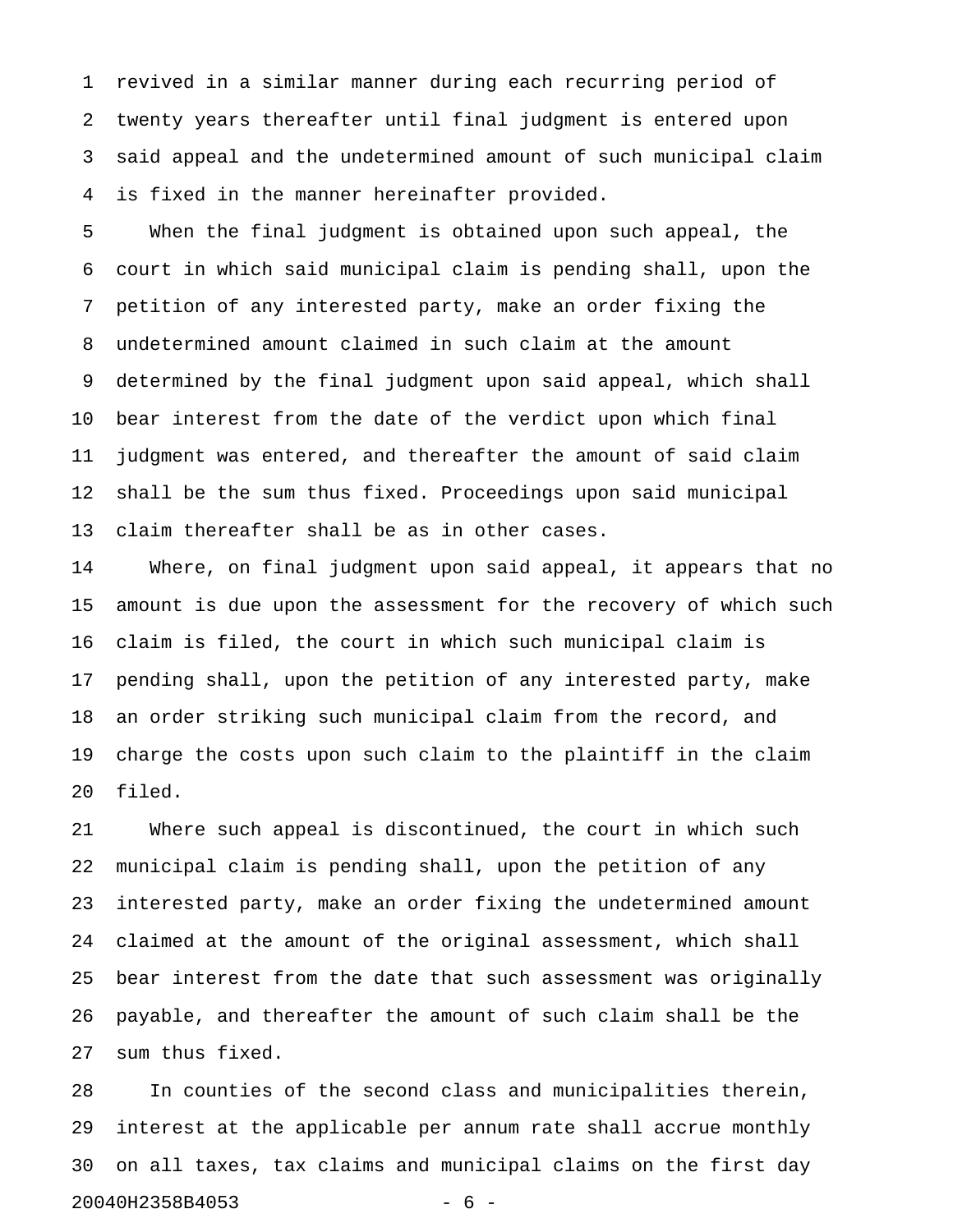revived in a similar manner during each recurring period of twenty years thereafter until final judgment is entered upon said appeal and the undetermined amount of such municipal claim is fixed in the manner hereinafter provided.

When the final judgment is obtained upon such appeal, the court in which said municipal claim is pending shall, upon the petition of any interested party, make an order fixing the undetermined amount claimed in such claim at the amount determined by the final judgment upon said appeal, which shall bear interest from the date of the verdict upon which final judgment was entered, and thereafter the amount of said claim shall be the sum thus fixed. Proceedings upon said municipal claim thereafter shall be as in other cases.

Where, on final judgment upon said appeal, it appears that no amount is due upon the assessment for the recovery of which such claim is filed, the court in which such municipal claim is pending shall, upon the petition of any interested party, make an order striking such municipal claim from the record, and charge the costs upon such claim to the plaintiff in the claim filed.

Where such appeal is discontinued, the court in which such municipal claim is pending shall, upon the petition of any interested party, make an order fixing the undetermined amount claimed at the amount of the original assessment, which shall bear interest from the date that such assessment was originally payable, and thereafter the amount of such claim shall be the sum thus fixed.

In counties of the second class and municipalities therein, interest at the applicable per annum rate shall accrue monthly on all taxes, tax claims and municipal claims on the first day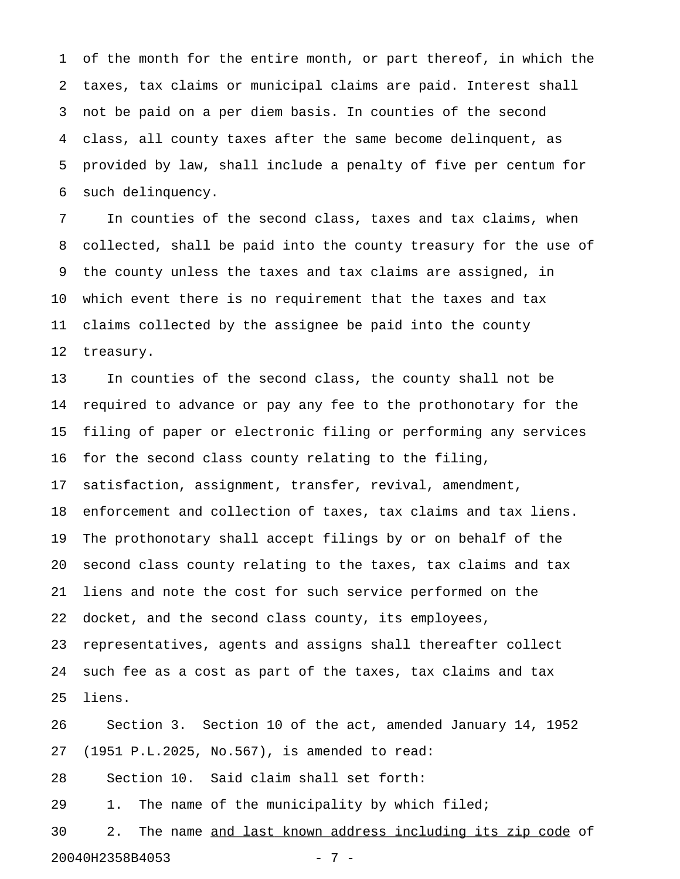of the month for the entire month, or part thereof, in which the taxes, tax claims or municipal claims are paid. Interest shall not be paid on a per diem basis. In counties of the second class, all county taxes after the same become delinquent, as provided by law, shall include a penalty of five per centum for such delinquency.

In counties of the second class, taxes and tax claims, when collected, shall be paid into the county treasury for the use of the county unless the taxes and tax claims are assigned, in which event there is no requirement that the taxes and tax claims collected by the assignee be paid into the county treasury.

In counties of the second class, the county shall not be required to advance or pay any fee to the prothonotary for the filing of paper or electronic filing or performing any services for the second class county relating to the filing, satisfaction, assignment, transfer, revival, amendment, enforcement and collection of taxes, tax claims and tax liens. The prothonotary shall accept filings by or on behalf of the second class county relating to the taxes, tax claims and tax liens and note the cost for such service performed on the docket, and the second class county, its employees, representatives, agents and assigns shall thereafter collect such fee as a cost as part of the taxes, tax claims and tax liens.

Section 3. Section 10 of the act, amended January 14, 1952 (1951 P.L.2025, No.567), is amended to read:

Section 10. Said claim shall set forth:

1. The name of the municipality by which filed;

2. The name <u>and last known address including its zip code</u> of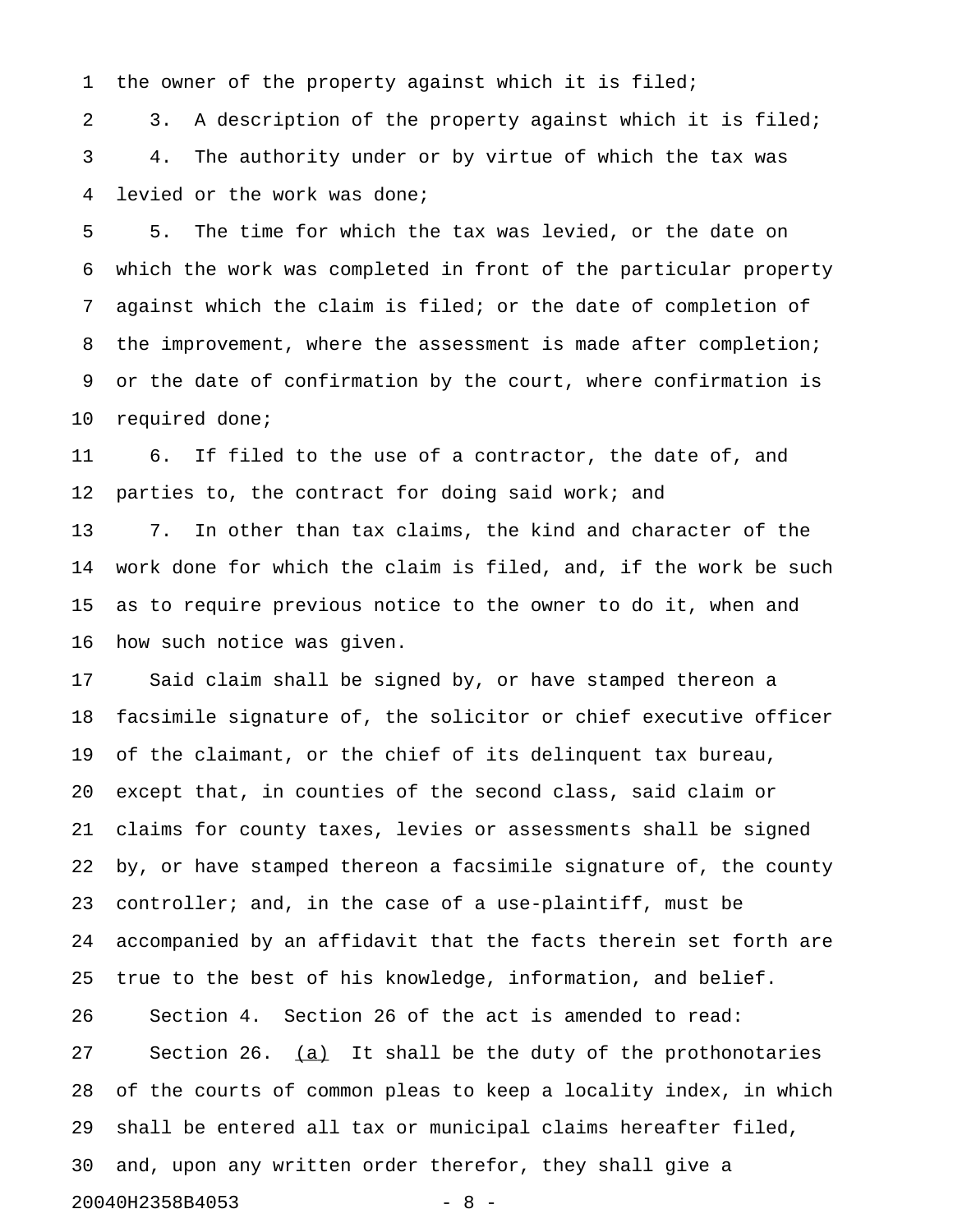the owner of the property against which it is filed;

3. A description of the property against which it is filed;

4. The authority under or by virtue of which the tax was levied or the work was done;

5. The time for which the tax was levied, or the date on which the work was completed in front of the particular property against which the claim is filed; or the date of completion of the improvement, where the assessment is made after completion; or the date of confirmation by the court, where confirmation is required done;

6. If filed to the use of a contractor, the date of, and parties to, the contract for doing said work; and

7. In other than tax claims, the kind and character of the work done for which the claim is filed, and, if the work be such as to require previous notice to the owner to do it, when and how such notice was given.

Said claim shall be signed by, or have stamped thereon a facsimile signature of, the solicitor or chief executive officer of the claimant, or the chief of its delinquent tax bureau, except that, in counties of the second class, said claim or claims for county taxes, levies or assessments shall be signed by, or have stamped thereon a facsimile signature of, the county controller; and, in the case of a use-plaintiff, must be accompanied by an affidavit that the facts therein set forth are true to the best of his knowledge, information, and belief.

Section 4. Section 26 of the act is amended to read:

Section 26. (a) It shall be the duty of the prothonotaries of the courts of common pleas to keep a locality index, in which shall be entered all tax or municipal claims hereafter filed, and, upon any written order therefor, they shall give a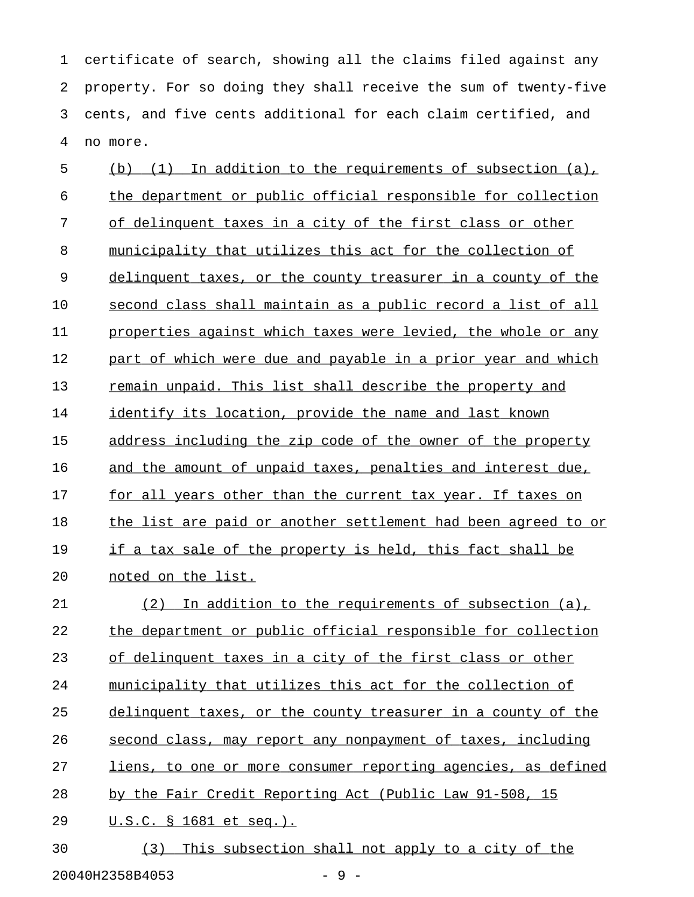certificate of search, showing all the claims filed against any property. For so doing they shall receive the sum of twenty-five cents, and five cents additional for each claim certified, and no more.

(b) (1) In addition to the requirements of subsection (a), the department or public official responsible for collection of delinquent taxes in a city of the first class or other municipality that utilizes this act for the collection of delinquent taxes, or the county treasurer in a county of the second class shall maintain as a public record a list of all properties against which taxes were levied, the whole or any part of which were due and payable in a prior year and which remain unpaid. This list shall describe the property and identify its location, provide the name and last known address including the zip code of the owner of the property and the amount of unpaid taxes, penalties and interest due, for all years other than the current tax year. If taxes on the list are paid or another settlement had been agreed to or if a tax sale of the property is held, this fact shall be noted on the list.

(2) In addition to the requirements of subsection (a), the department or public official responsible for collection of delinquent taxes in a city of the first class or other municipality that utilizes this act for the collection of delinquent taxes, or the county treasurer in a county of the second class, may report any nonpayment of taxes, including liens, to one or more consumer reporting agencies, as defined by the Fair Credit Reporting Act (Public Law 91-508, 15 U.S.C. § 1681 et seq.).

(3) This subsection shall not apply to a city of the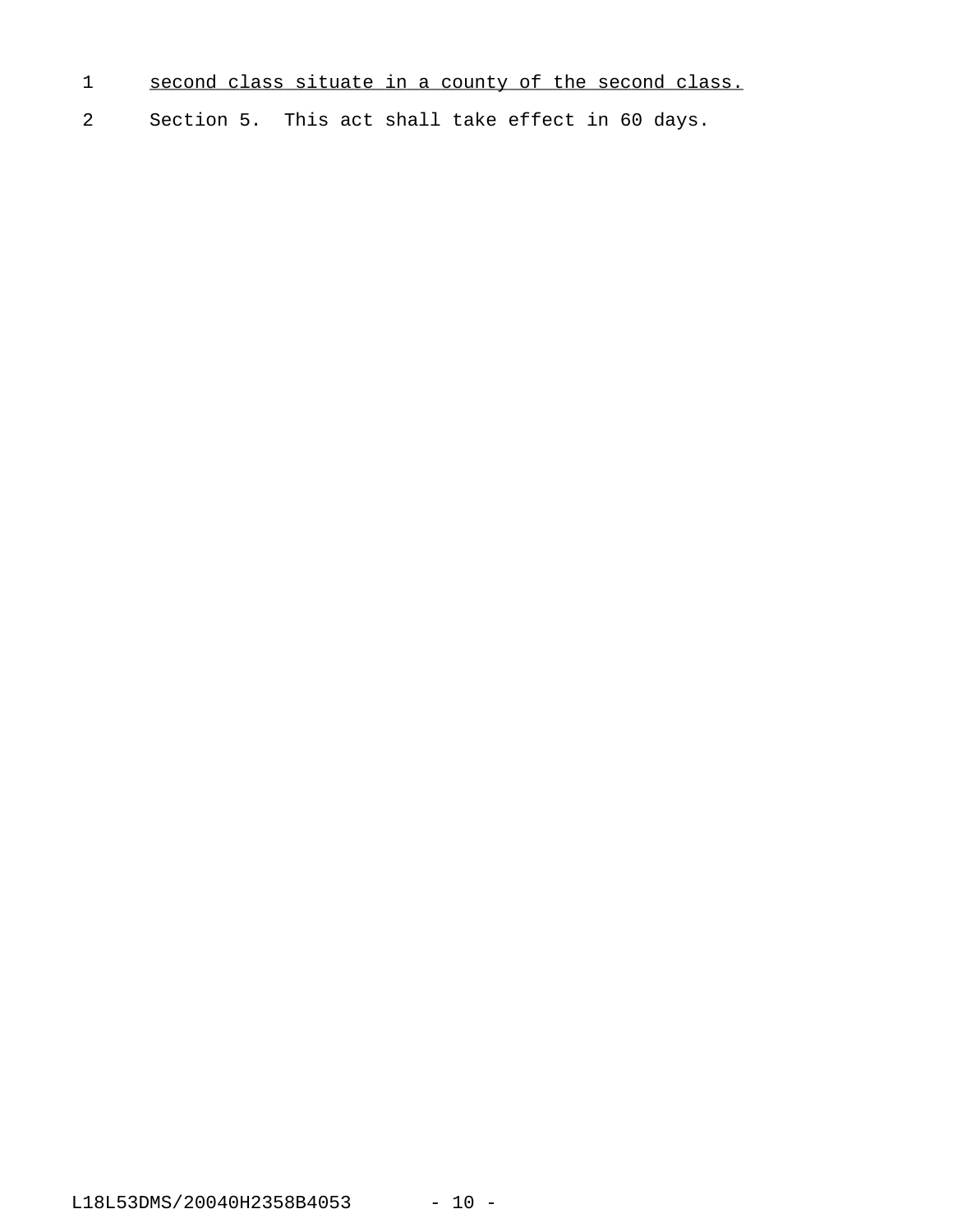second class situate in a county of the second class.

Section 5. This act shall take effect in 60 days.